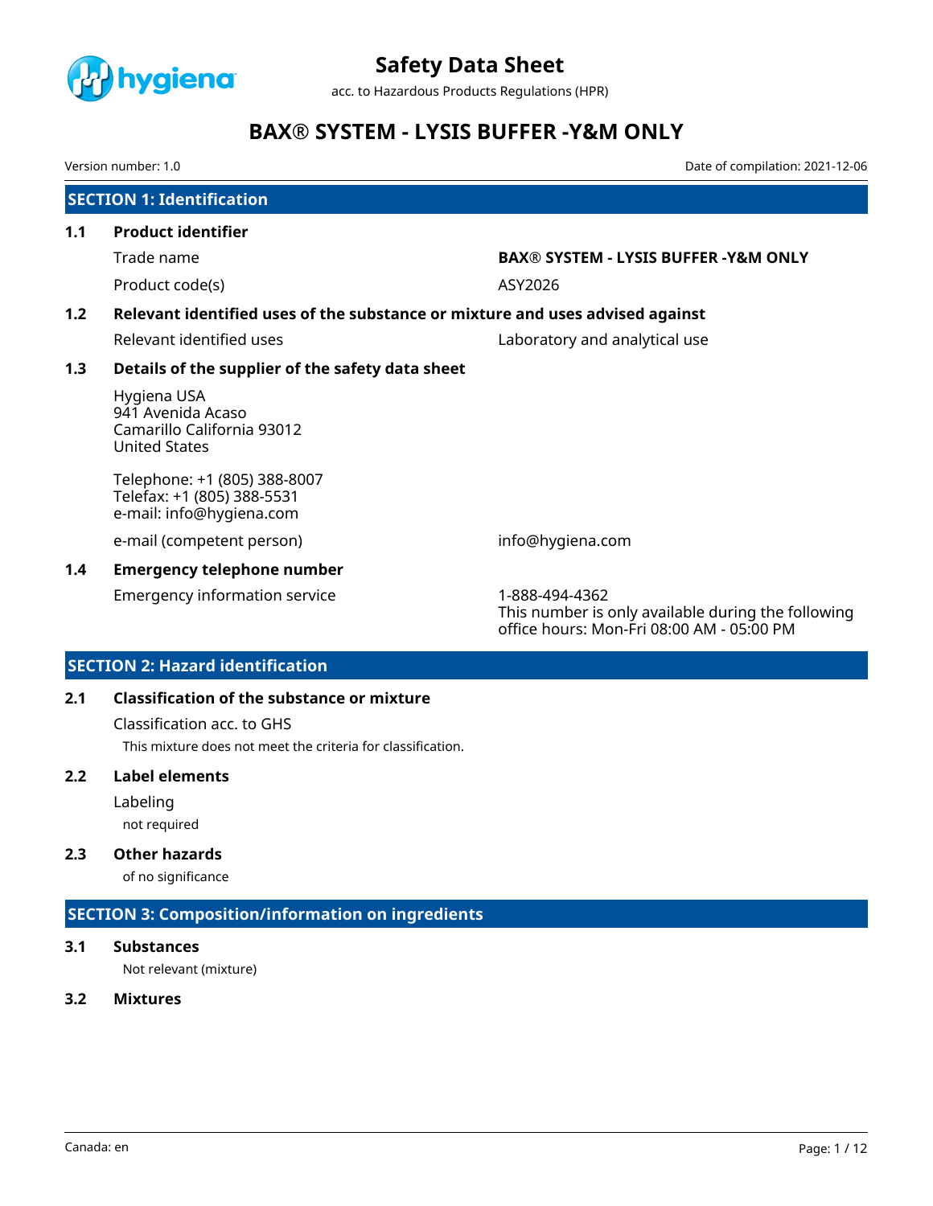# Safety Data Sheet

acc. to Hazardous Products Regulations (HPR)

# BAX® SYSTEM - LYSIS BUFFER -Y&M ONLY

Version number: 1.0 | Date of compilation: 2021-12-06

## SECTION 1: Identification

### 1.1 Product identifier

| | |
|---|---|
| Trade name | **BAX® SYSTEM - LYSIS BUFFER -Y&M ONLY** |
| Product code(s) | ASY2026 |

### 1.2 Relevant identified uses of the substance or mixture and uses advised against

| | |
|---|---|
| Relevant identified uses | Laboratory and analytical use |

### 1.3 Details of the supplier of the safety data sheet

Hygiena USA
941 Avenida Acaso
Camarillo California 93012
United States

Telephone: +1 (805) 388-8007
Telefax: +1 (805) 388-5531
e-mail: info@hygiena.com

| | |
|---|---|
| e-mail (competent person) | info@hygiena.com |

### 1.4 Emergency telephone number

| | |
|---|---|
| Emergency information service | 1-888-494-4362<br>This number is only available during the following office hours: Mon-Fri 08:00 AM - 05:00 PM |

## SECTION 2: Hazard identification

### 2.1 Classification of the substance or mixture

Classification acc. to GHS

This mixture does not meet the criteria for classification.

### 2.2 Label elements

Labeling

not required

### 2.3 Other hazards

of no significance

## SECTION 3: Composition/information on ingredients

### 3.1 Substances

Not relevant (mixture)

### 3.2 Mixtures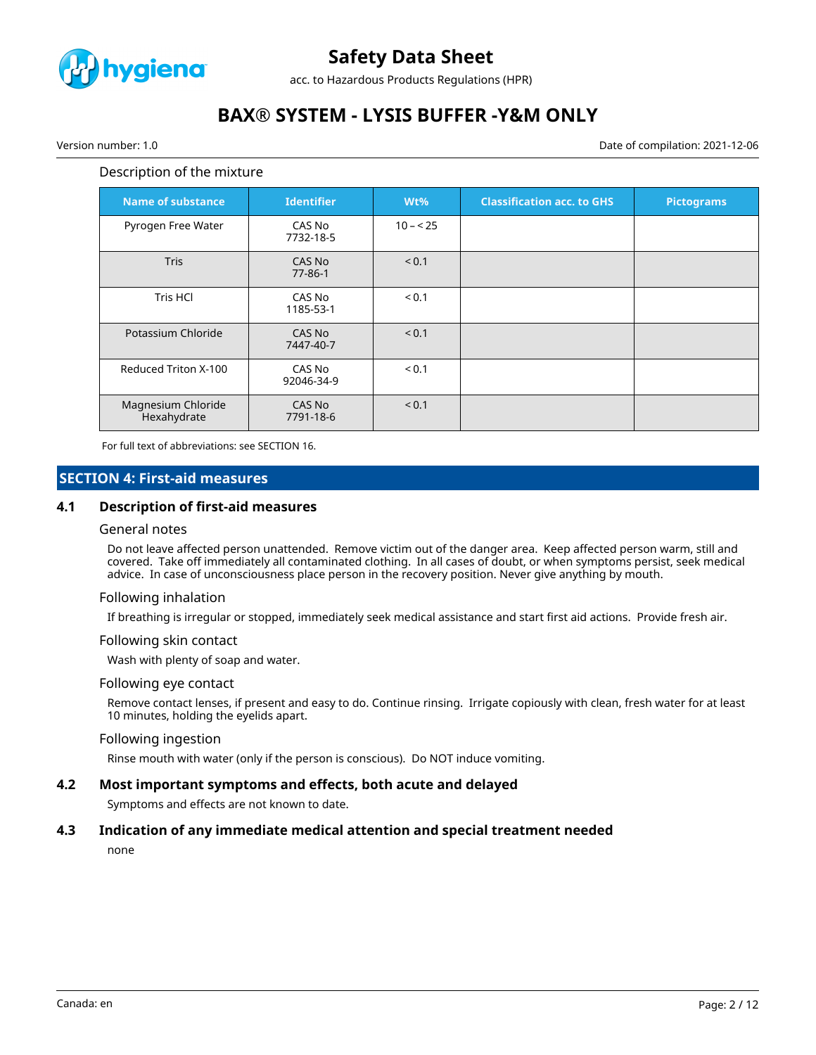Description of the mixture

| Name of substance | Identifier | Wt% | Classification acc. to GHS | Pictograms |
|---|---|---|---|---|
| Pyrogen Free Water | CAS No 7732-18-5 | 10 – < 25 | | |
| Tris | CAS No 77-86-1 | < 0.1 | | |
| Tris HCl | CAS No 1185-53-1 | < 0.1 | | |
| Potassium Chloride | CAS No 7447-40-7 | < 0.1 | | |
| Reduced Triton X-100 | CAS No 92046-34-9 | < 0.1 | | |
| Magnesium Chloride Hexahydrate | CAS No 7791-18-6 | < 0.1 | | |

For full text of abbreviations: see SECTION 16.

## SECTION 4: First-aid measures

### 4.1 Description of first-aid measures

#### General notes

Do not leave affected person unattended. Remove victim out of the danger area. Keep affected person warm, still and covered. Take off immediately all contaminated clothing. In all cases of doubt, or when symptoms persist, seek medical advice. In case of unconsciousness place person in the recovery position. Never give anything by mouth.

#### Following inhalation

If breathing is irregular or stopped, immediately seek medical assistance and start first aid actions. Provide fresh air.

#### Following skin contact

Wash with plenty of soap and water.

#### Following eye contact

Remove contact lenses, if present and easy to do. Continue rinsing. Irrigate copiously with clean, fresh water for at least 10 minutes, holding the eyelids apart.

#### Following ingestion

Rinse mouth with water (only if the person is conscious). Do NOT induce vomiting.

### 4.2 Most important symptoms and effects, both acute and delayed

Symptoms and effects are not known to date.

### 4.3 Indication of any immediate medical attention and special treatment needed

none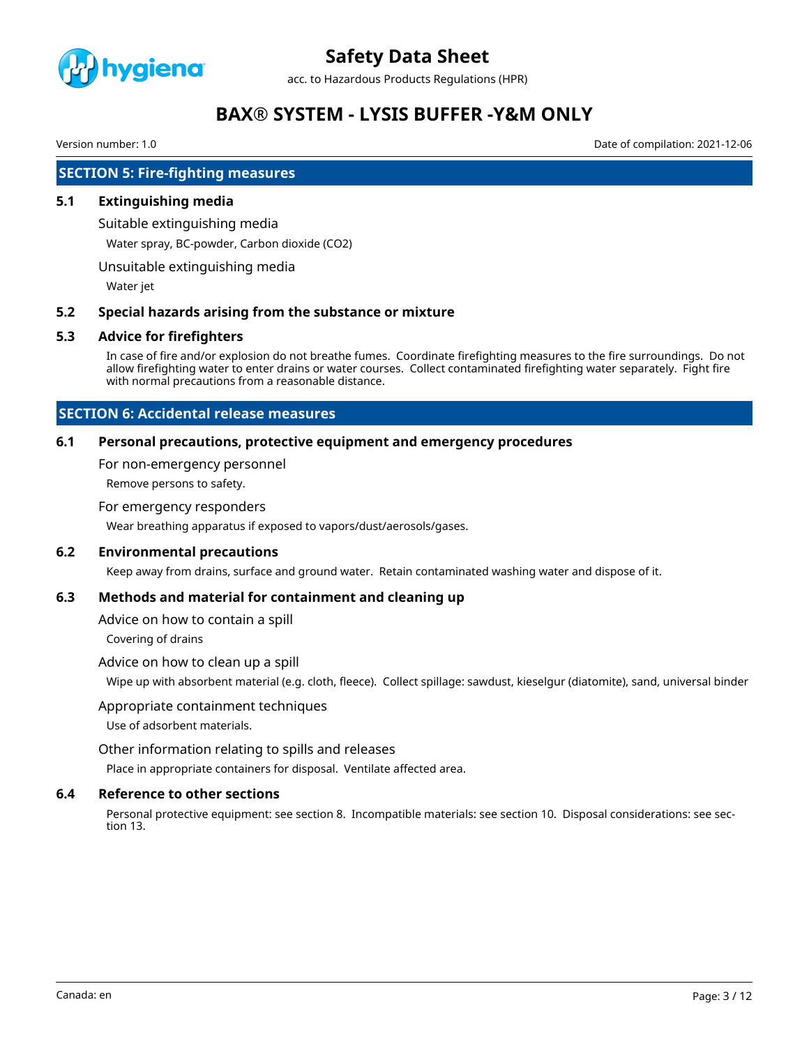## SECTION 5: Fire-fighting measures

### 5.1 Extinguishing media

Suitable extinguishing media

Water spray, BC-powder, Carbon dioxide ($CO_2$)

Unsuitable extinguishing media

Water jet

### 5.2 Special hazards arising from the substance or mixture

### 5.3 Advice for firefighters

In case of fire and/or explosion do not breathe fumes. Coordinate firefighting measures to the fire surroundings. Do not allow firefighting water to enter drains or water courses. Collect contaminated firefighting water separately. Fight fire with normal precautions from a reasonable distance.

## SECTION 6: Accidental release measures

### 6.1 Personal precautions, protective equipment and emergency procedures

For non-emergency personnel

Remove persons to safety.

For emergency responders

Wear breathing apparatus if exposed to vapors/dust/aerosols/gases.

### 6.2 Environmental precautions

Keep away from drains, surface and ground water. Retain contaminated washing water and dispose of it.

### 6.3 Methods and material for containment and cleaning up

Advice on how to contain a spill

Covering of drains

Advice on how to clean up a spill

Wipe up with absorbent material (e.g. cloth, fleece). Collect spillage: sawdust, kieselgur (diatomite), sand, universal binder

Appropriate containment techniques

Use of adsorbent materials.

Other information relating to spills and releases

Place in appropriate containers for disposal. Ventilate affected area.

### 6.4 Reference to other sections

Personal protective equipment: see section 8. Incompatible materials: see section 10. Disposal considerations: see section 13.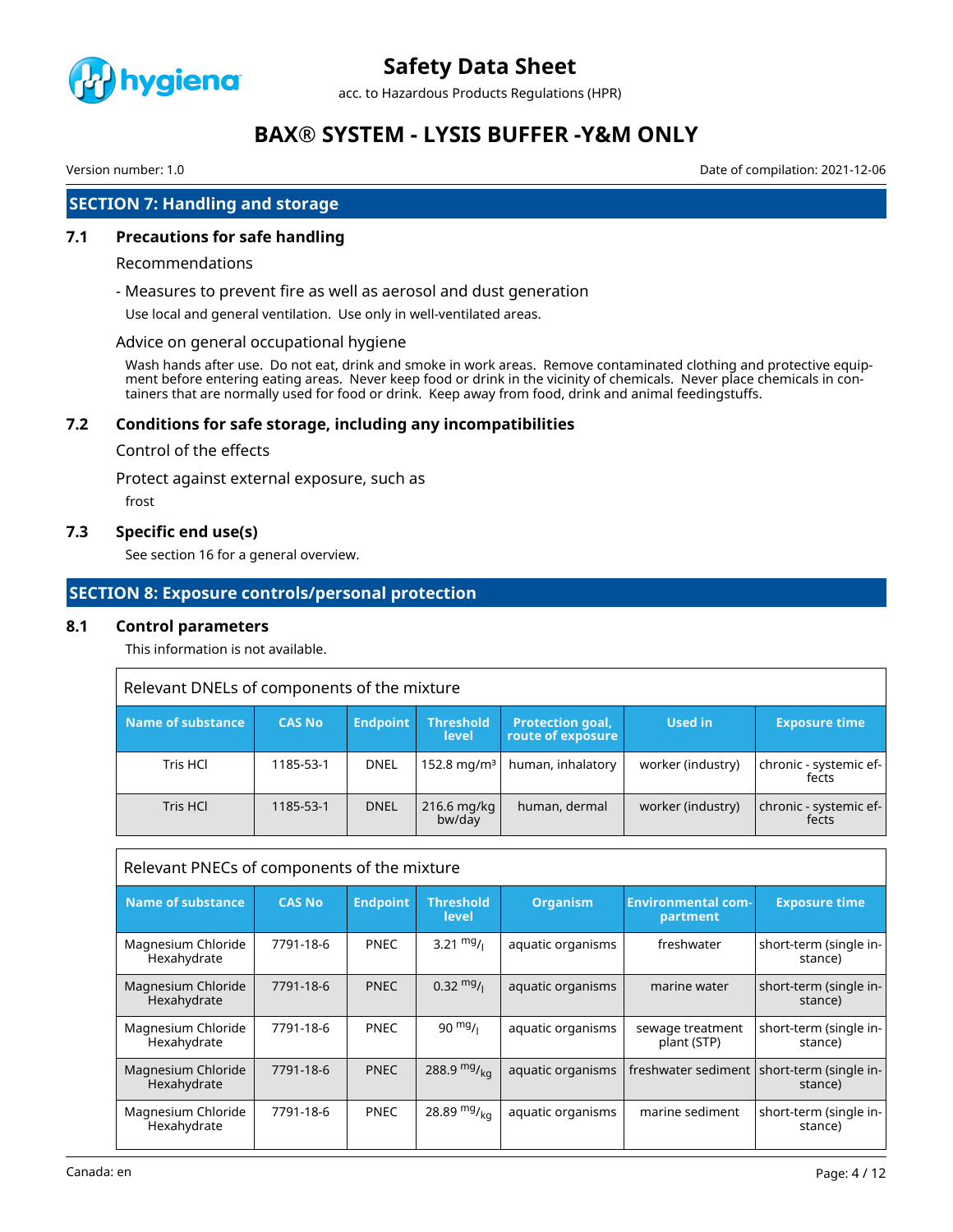## SECTION 7: Handling and storage

### 7.1 Precautions for safe handling

Recommendations

- Measures to prevent fire as well as aerosol and dust generation

Use local and general ventilation. Use only in well-ventilated areas.

Advice on general occupational hygiene

Wash hands after use. Do not eat, drink and smoke in work areas. Remove contaminated clothing and protective equipment before entering eating areas. Never keep food or drink in the vicinity of chemicals. Never place chemicals in containers that are normally used for food or drink. Keep away from food, drink and animal feedingstuffs.

### 7.2 Conditions for safe storage, including any incompatibilities

Control of the effects

Protect against external exposure, such as

frost

### 7.3 Specific end use(s)

See section 16 for a general overview.

## SECTION 8: Exposure controls/personal protection

### 8.1 Control parameters

This information is not available.

**Relevant DNELs of components of the mixture**

| Name of substance | CAS No | Endpoint | Threshold level | Protection goal, route of exposure | Used in | Exposure time |
|---|---|---|---|---|---|---|
| Tris HCl | 1185-53-1 | DNEL | 152.8 mg/m³ | human, inhalatory | worker (industry) | chronic - systemic effects |
| Tris HCl | 1185-53-1 | DNEL | 216.6 mg/kg bw/day | human, dermal | worker (industry) | chronic - systemic effects |

**Relevant PNECs of components of the mixture**

| Name of substance | CAS No | Endpoint | Threshold level | Organism | Environmental compartment | Exposure time |
|---|---|---|---|---|---|---|
| Magnesium Chloride Hexahydrate | 7791-18-6 | PNEC | 3.21 mg/l | aquatic organisms | freshwater | short-term (single instance) |
| Magnesium Chloride Hexahydrate | 7791-18-6 | PNEC | 0.32 mg/l | aquatic organisms | marine water | short-term (single instance) |
| Magnesium Chloride Hexahydrate | 7791-18-6 | PNEC | 90 mg/l | aquatic organisms | sewage treatment plant (STP) | short-term (single instance) |
| Magnesium Chloride Hexahydrate | 7791-18-6 | PNEC | 288.9 mg/kg | aquatic organisms | freshwater sediment | short-term (single instance) |
| Magnesium Chloride Hexahydrate | 7791-18-6 | PNEC | 28.89 mg/kg | aquatic organisms | marine sediment | short-term (single instance) |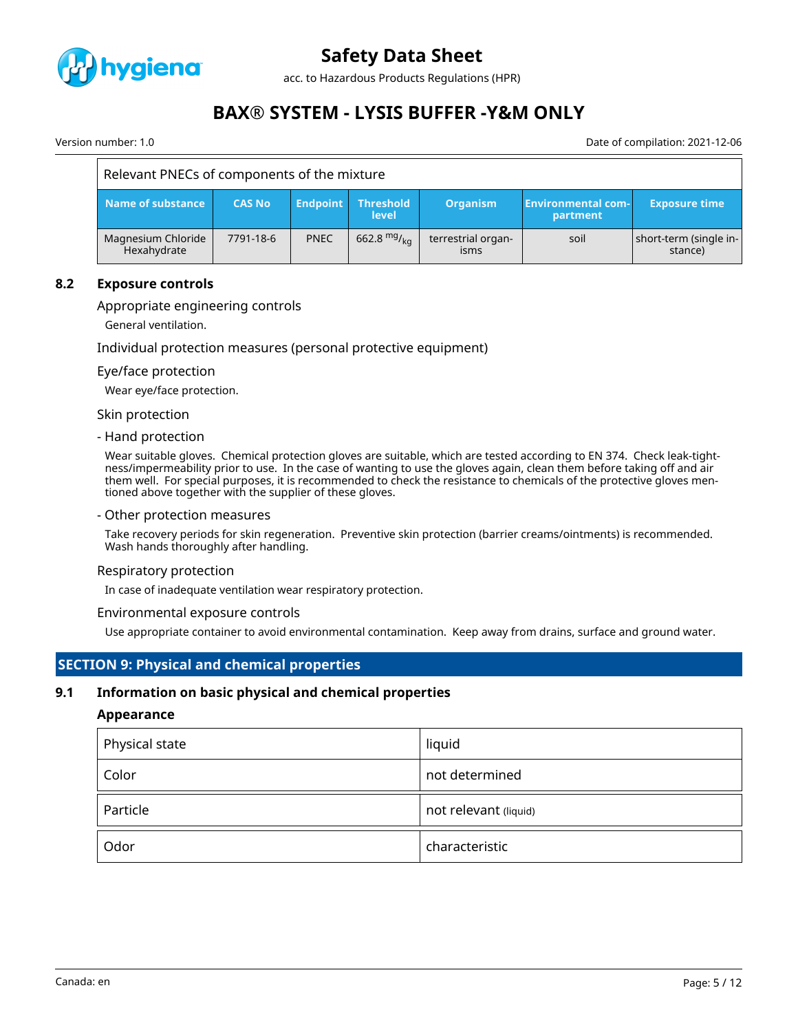| Relevant PNECs of components of the mixture | | | | | | |
|---|---|---|---|---|---|---|
| **Name of substance** | **CAS No** | **Endpoint** | **Threshold level** | **Organism** | **Environmental compartment** | **Exposure time** |
| Magnesium Chloride Hexahydrate | 7791-18-6 | PNEC | 662.8 $^{mg}/_{kg}$ | terrestrial organisms | soil | short-term (single instance) |

### 8.2 Exposure controls

Appropriate engineering controls

General ventilation.

Individual protection measures (personal protective equipment)

Eye/face protection

Wear eye/face protection.

Skin protection

- Hand protection

Wear suitable gloves. Chemical protection gloves are suitable, which are tested according to EN 374. Check leak-tightness/impermeability prior to use. In the case of wanting to use the gloves again, clean them before taking off and air them well. For special purposes, it is recommended to check the resistance to chemicals of the protective gloves mentioned above together with the supplier of these gloves.

- Other protection measures

Take recovery periods for skin regeneration. Preventive skin protection (barrier creams/ointments) is recommended. Wash hands thoroughly after handling.

Respiratory protection

In case of inadequate ventilation wear respiratory protection.

Environmental exposure controls

Use appropriate container to avoid environmental contamination. Keep away from drains, surface and ground water.

## SECTION 9: Physical and chemical properties

### 9.1 Information on basic physical and chemical properties

**Appearance**

| Physical state | liquid |
|---|---|
| Color | not determined |
| Particle | not relevant (liquid) |
| Odor | characteristic |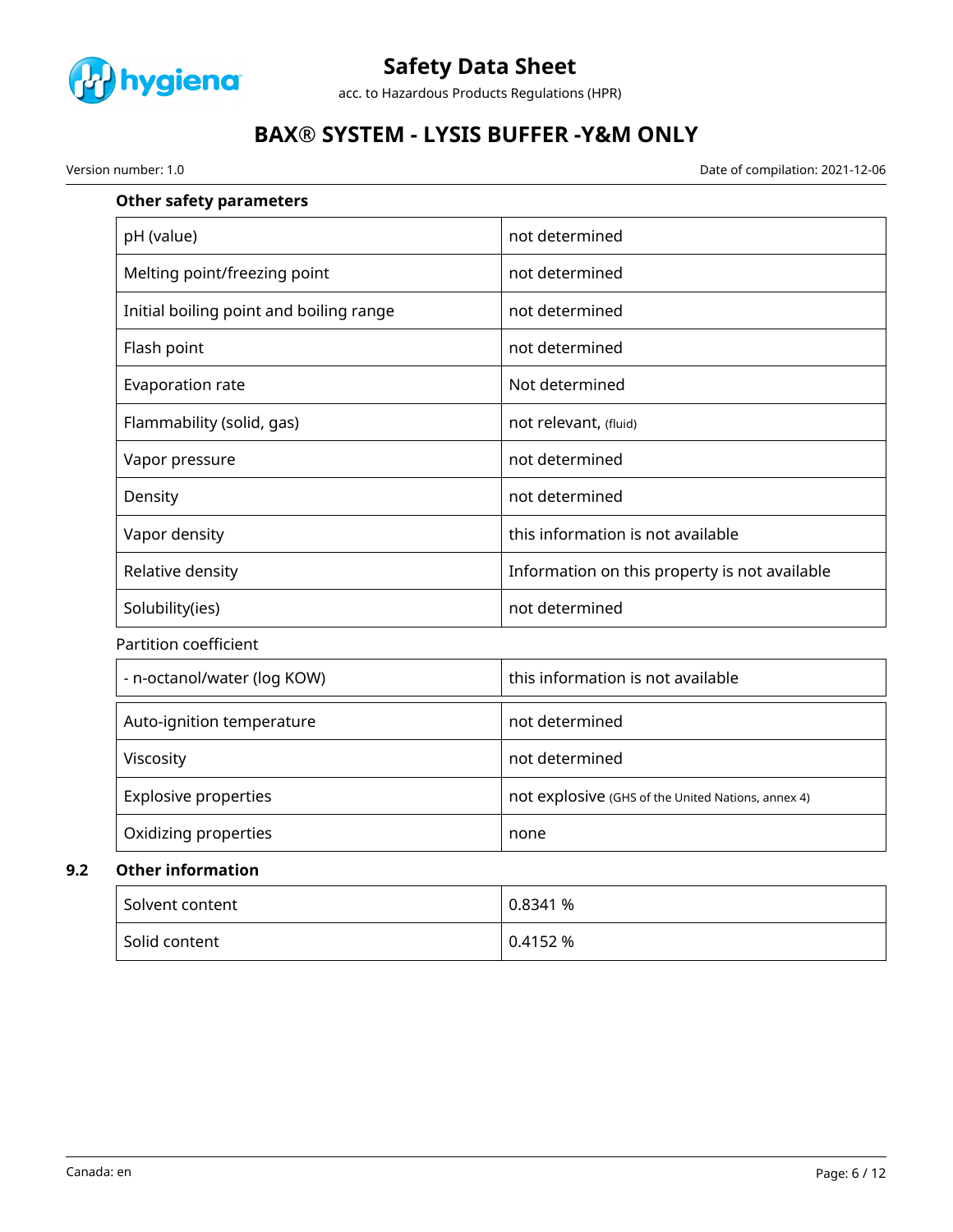**Other safety parameters**

| pH (value) | not determined |
|---|---|
| Melting point/freezing point | not determined |
| Initial boiling point and boiling range | not determined |
| Flash point | not determined |
| Evaporation rate | Not determined |
| Flammability (solid, gas) | not relevant, (fluid) |
| Vapor pressure | not determined |
| Density | not determined |
| Vapor density | this information is not available |
| Relative density | Information on this property is not available |
| Solubility(ies) | not determined |

Partition coefficient

| - n-octanol/water (log KOW) | this information is not available |
|---|---|

| Auto-ignition temperature | not determined |
|---|---|
| Viscosity | not determined |
| Explosive properties | not explosive (GHS of the United Nations, annex 4) |
| Oxidizing properties | none |

## 9.2 Other information

| Solvent content | 0.8341 % |
|---|---|
| Solid content | 0.4152 % |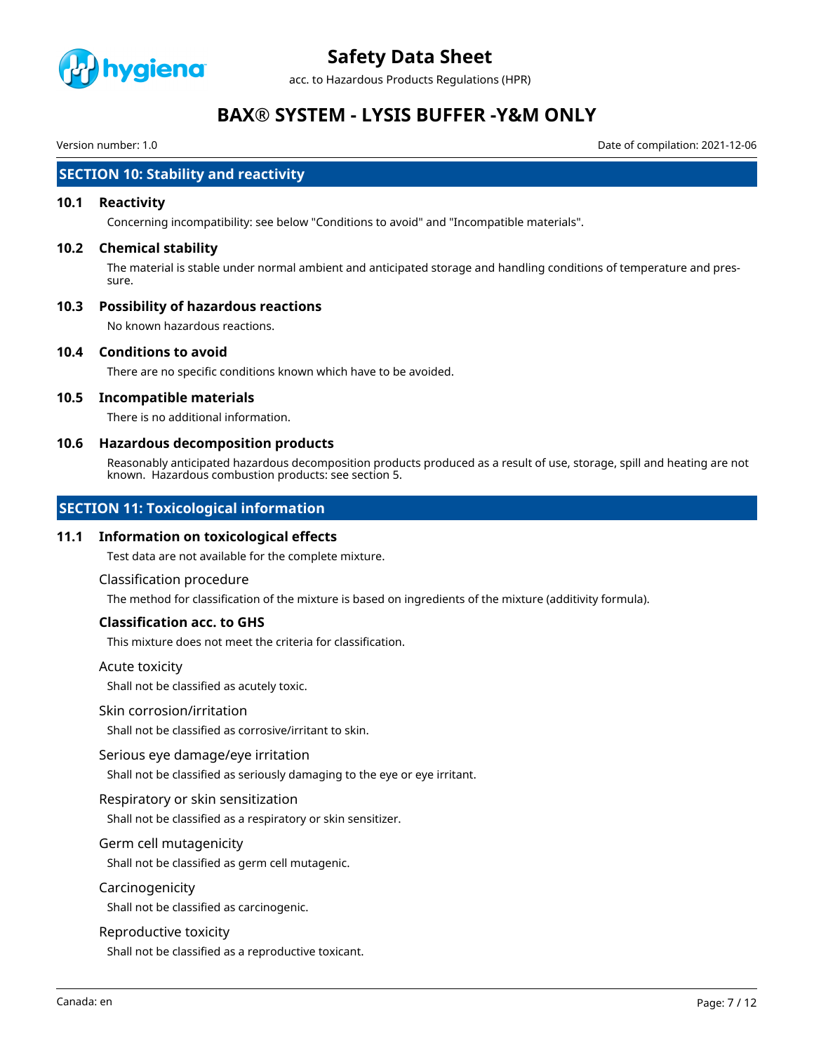## SECTION 10: Stability and reactivity

### 10.1 Reactivity

Concerning incompatibility: see below "Conditions to avoid" and "Incompatible materials".

### 10.2 Chemical stability

The material is stable under normal ambient and anticipated storage and handling conditions of temperature and pressure.

### 10.3 Possibility of hazardous reactions

No known hazardous reactions.

### 10.4 Conditions to avoid

There are no specific conditions known which have to be avoided.

### 10.5 Incompatible materials

There is no additional information.

### 10.6 Hazardous decomposition products

Reasonably anticipated hazardous decomposition products produced as a result of use, storage, spill and heating are not known. Hazardous combustion products: see section 5.

## SECTION 11: Toxicological information

### 11.1 Information on toxicological effects

Test data are not available for the complete mixture.

Classification procedure

The method for classification of the mixture is based on ingredients of the mixture (additivity formula).

**Classification acc. to GHS**

This mixture does not meet the criteria for classification.

Acute toxicity

Shall not be classified as acutely toxic.

Skin corrosion/irritation

Shall not be classified as corrosive/irritant to skin.

Serious eye damage/eye irritation

Shall not be classified as seriously damaging to the eye or eye irritant.

Respiratory or skin sensitization

Shall not be classified as a respiratory or skin sensitizer.

Germ cell mutagenicity

Shall not be classified as germ cell mutagenic.

Carcinogenicity

Shall not be classified as carcinogenic.

Reproductive toxicity

Shall not be classified as a reproductive toxicant.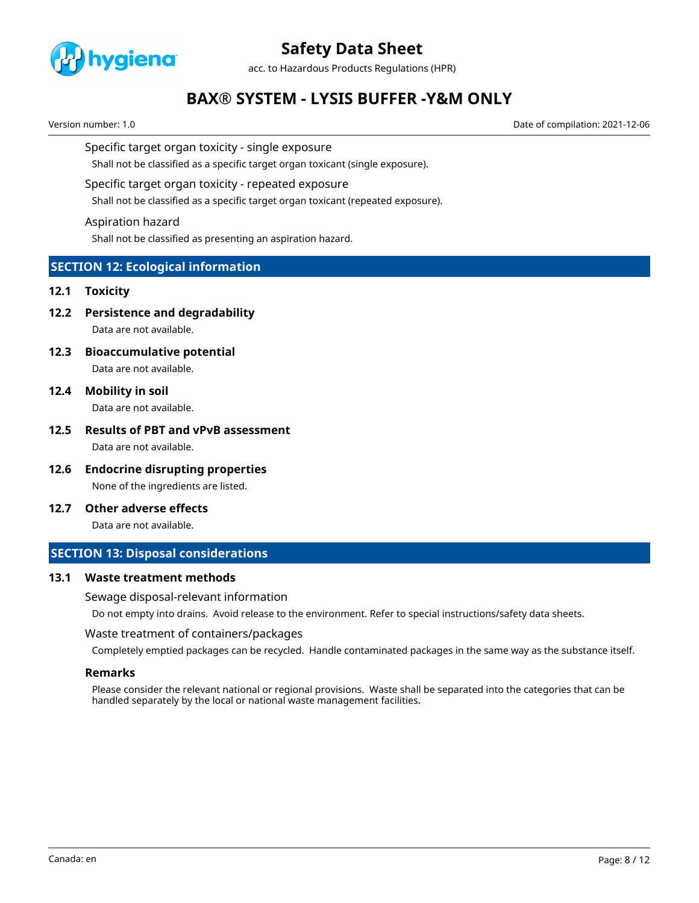### Specific target organ toxicity - single exposure

Shall not be classified as a specific target organ toxicant (single exposure).

### Specific target organ toxicity - repeated exposure

Shall not be classified as a specific target organ toxicant (repeated exposure).

### Aspiration hazard

Shall not be classified as presenting an aspiration hazard.

## SECTION 12: Ecological information

### 12.1 Toxicity

### 12.2 Persistence and degradability

Data are not available.

### 12.3 Bioaccumulative potential

Data are not available.

### 12.4 Mobility in soil

Data are not available.

### 12.5 Results of PBT and vPvB assessment

Data are not available.

### 12.6 Endocrine disrupting properties

None of the ingredients are listed.

### 12.7 Other adverse effects

Data are not available.

## SECTION 13: Disposal considerations

### 13.1 Waste treatment methods

#### Sewage disposal-relevant information

Do not empty into drains. Avoid release to the environment. Refer to special instructions/safety data sheets.

#### Waste treatment of containers/packages

Completely emptied packages can be recycled. Handle contaminated packages in the same way as the substance itself.

#### Remarks

Please consider the relevant national or regional provisions. Waste shall be separated into the categories that can be handled separately by the local or national waste management facilities.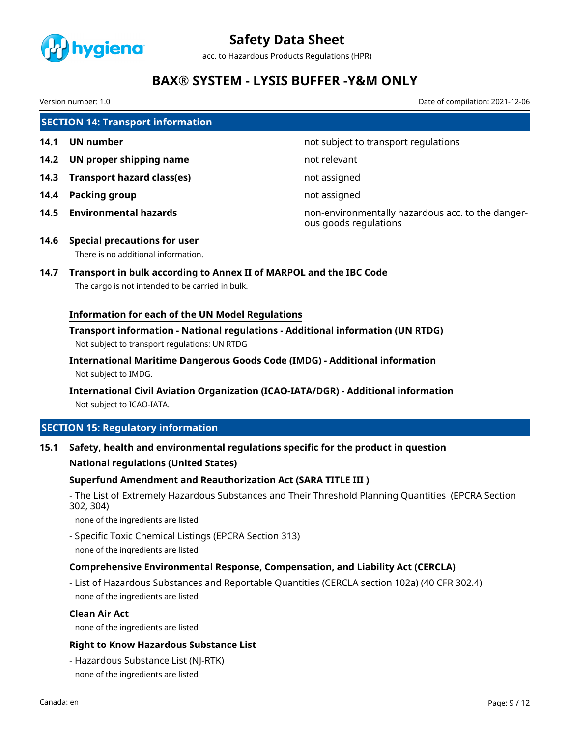## SECTION 14: Transport information

| | | |
|---|---|---|
| **14.1** | **UN number** | not subject to transport regulations |
| **14.2** | **UN proper shipping name** | not relevant |
| **14.3** | **Transport hazard class(es)** | not assigned |
| **14.4** | **Packing group** | not assigned |
| **14.5** | **Environmental hazards** | non-environmentally hazardous acc. to the dangerous goods regulations |

### 14.6 Special precautions for user

There is no additional information.

### 14.7 Transport in bulk according to Annex II of MARPOL and the IBC Code

The cargo is not intended to be carried in bulk.

#### Information for each of the UN Model Regulations

**Transport information - National regulations - Additional information (UN RTDG)**

Not subject to transport regulations: UN RTDG

**International Maritime Dangerous Goods Code (IMDG) - Additional information**

Not subject to IMDG.

**International Civil Aviation Organization (ICAO-IATA/DGR) - Additional information**

Not subject to ICAO-IATA.

## SECTION 15: Regulatory information

### 15.1 Safety, health and environmental regulations specific for the product in question

**National regulations (United States)**

**Superfund Amendment and Reauthorization Act (SARA TITLE III )**

- The List of Extremely Hazardous Substances and Their Threshold Planning Quantities (EPCRA Section 302, 304)

  none of the ingredients are listed

- Specific Toxic Chemical Listings (EPCRA Section 313)

  none of the ingredients are listed

**Comprehensive Environmental Response, Compensation, and Liability Act (CERCLA)**

- List of Hazardous Substances and Reportable Quantities (CERCLA section 102a) (40 CFR 302.4)

  none of the ingredients are listed

**Clean Air Act**

none of the ingredients are listed

**Right to Know Hazardous Substance List**

- Hazardous Substance List (NJ-RTK)

  none of the ingredients are listed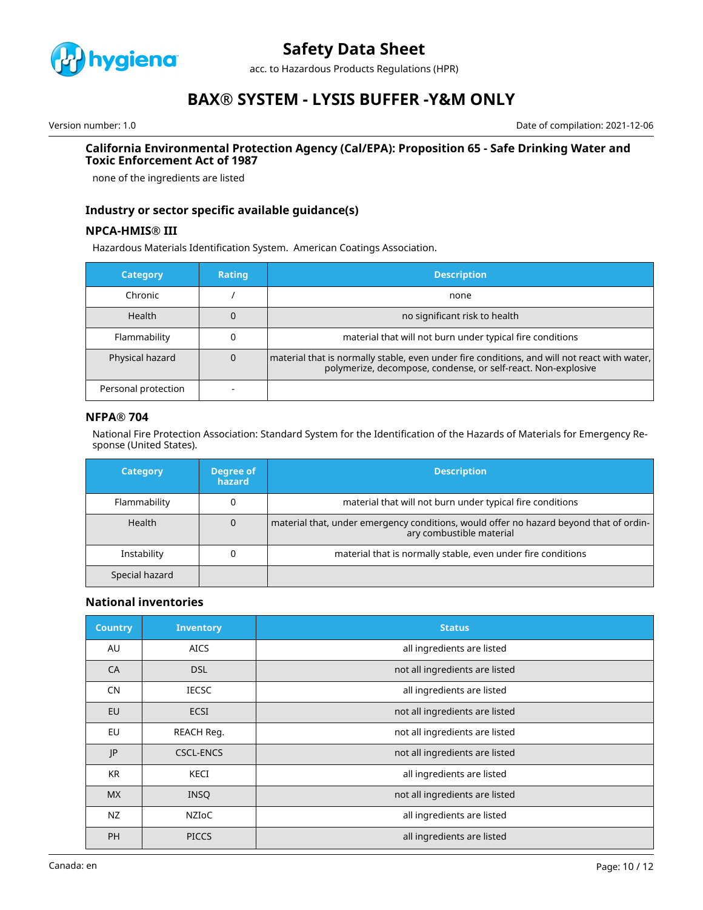### California Environmental Protection Agency (Cal/EPA): Proposition 65 - Safe Drinking Water and Toxic Enforcement Act of 1987

none of the ingredients are listed

### Industry or sector specific available guidance(s)

#### NPCA-HMIS® III

Hazardous Materials Identification System. American Coatings Association.

| Category | Rating | Description |
|---|---|---|
| Chronic | / | none |
| Health | 0 | no significant risk to health |
| Flammability | 0 | material that will not burn under typical fire conditions |
| Physical hazard | 0 | material that is normally stable, even under fire conditions, and will not react with water, polymerize, decompose, condense, or self-react. Non-explosive |
| Personal protection | - | |

#### NFPA® 704

National Fire Protection Association: Standard System for the Identification of the Hazards of Materials for Emergency Response (United States).

| Category | Degree of hazard | Description |
|---|---|---|
| Flammability | 0 | material that will not burn under typical fire conditions |
| Health | 0 | material that, under emergency conditions, would offer no hazard beyond that of ordinary combustible material |
| Instability | 0 | material that is normally stable, even under fire conditions |
| Special hazard | | |

### National inventories

| Country | Inventory | Status |
|---|---|---|
| AU | AICS | all ingredients are listed |
| CA | DSL | not all ingredients are listed |
| CN | IECSC | all ingredients are listed |
| EU | ECSI | not all ingredients are listed |
| EU | REACH Reg. | not all ingredients are listed |
| JP | CSCL-ENCS | not all ingredients are listed |
| KR | KECI | all ingredients are listed |
| MX | INSQ | not all ingredients are listed |
| NZ | NZIoC | all ingredients are listed |
| PH | PICCS | all ingredients are listed |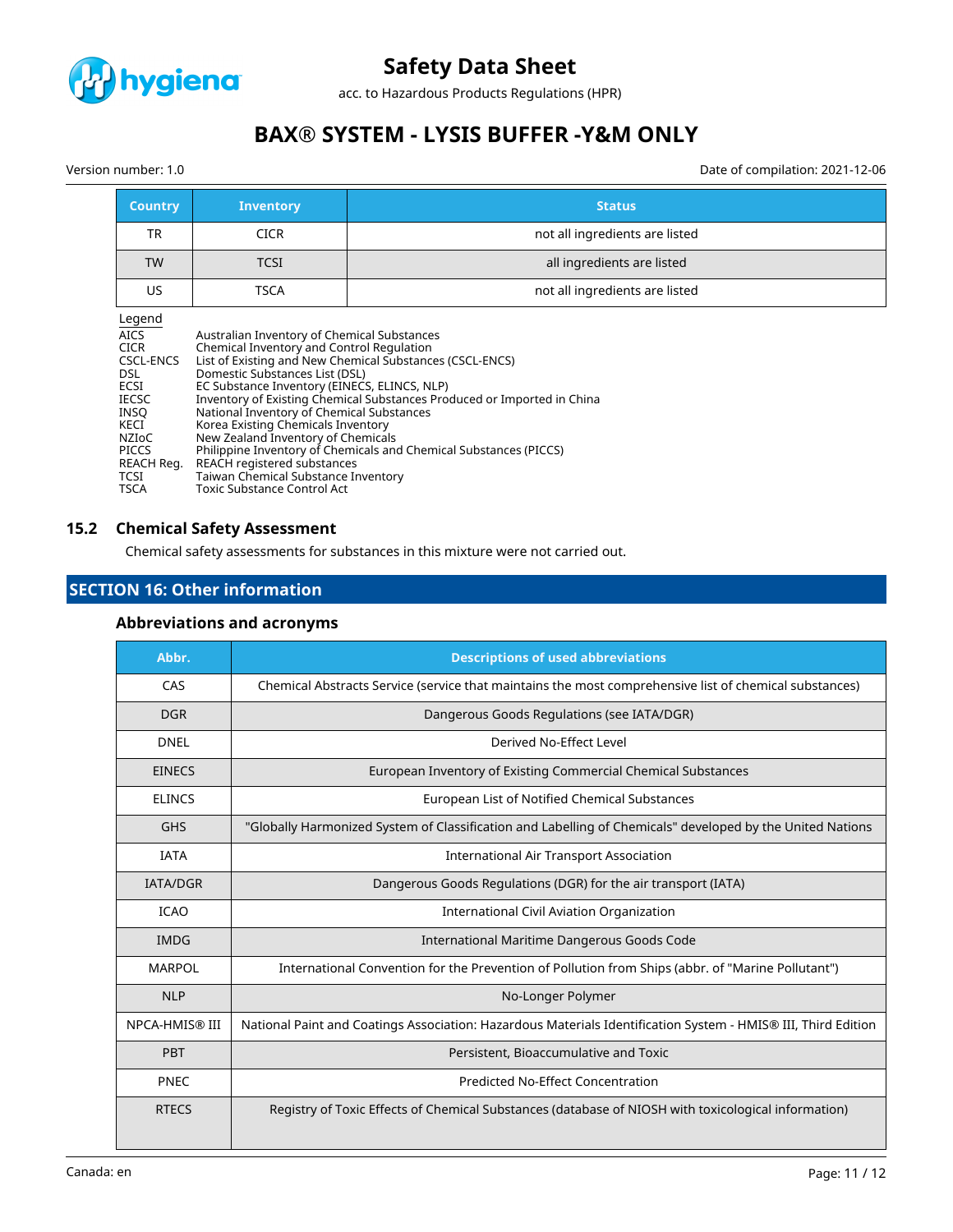| Country | Inventory | Status |
|---|---|---|
| TR | CICR | not all ingredients are listed |
| TW | TCSI | all ingredients are listed |
| US | TSCA | not all ingredients are listed |

Legend

| | |
|---|---|
| AICS | Australian Inventory of Chemical Substances |
| CICR | Chemical Inventory and Control Regulation |
| CSCL-ENCS | List of Existing and New Chemical Substances (CSCL-ENCS) |
| DSL | Domestic Substances List (DSL) |
| ECSI | EC Substance Inventory (EINECS, ELINCS, NLP) |
| IECSC | Inventory of Existing Chemical Substances Produced or Imported in China |
| INSQ | National Inventory of Chemical Substances |
| KECI | Korea Existing Chemicals Inventory |
| NZIoC | New Zealand Inventory of Chemicals |
| PICCS | Philippine Inventory of Chemicals and Chemical Substances (PICCS) |
| REACH Reg. | REACH registered substances |
| TCSI | Taiwan Chemical Substance Inventory |
| TSCA | Toxic Substance Control Act |

## 15.2 Chemical Safety Assessment

Chemical safety assessments for substances in this mixture were not carried out.

# SECTION 16: Other information

### Abbreviations and acronyms

| Abbr. | Descriptions of used abbreviations |
|---|---|
| CAS | Chemical Abstracts Service (service that maintains the most comprehensive list of chemical substances) |
| DGR | Dangerous Goods Regulations (see IATA/DGR) |
| DNEL | Derived No-Effect Level |
| EINECS | European Inventory of Existing Commercial Chemical Substances |
| ELINCS | European List of Notified Chemical Substances |
| GHS | "Globally Harmonized System of Classification and Labelling of Chemicals" developed by the United Nations |
| IATA | International Air Transport Association |
| IATA/DGR | Dangerous Goods Regulations (DGR) for the air transport (IATA) |
| ICAO | International Civil Aviation Organization |
| IMDG | International Maritime Dangerous Goods Code |
| MARPOL | International Convention for the Prevention of Pollution from Ships (abbr. of "Marine Pollutant") |
| NLP | No-Longer Polymer |
| NPCA-HMIS® III | National Paint and Coatings Association: Hazardous Materials Identification System - HMIS® III, Third Edition |
| PBT | Persistent, Bioaccumulative and Toxic |
| PNEC | Predicted No-Effect Concentration |
| RTECS | Registry of Toxic Effects of Chemical Substances (database of NIOSH with toxicological information) |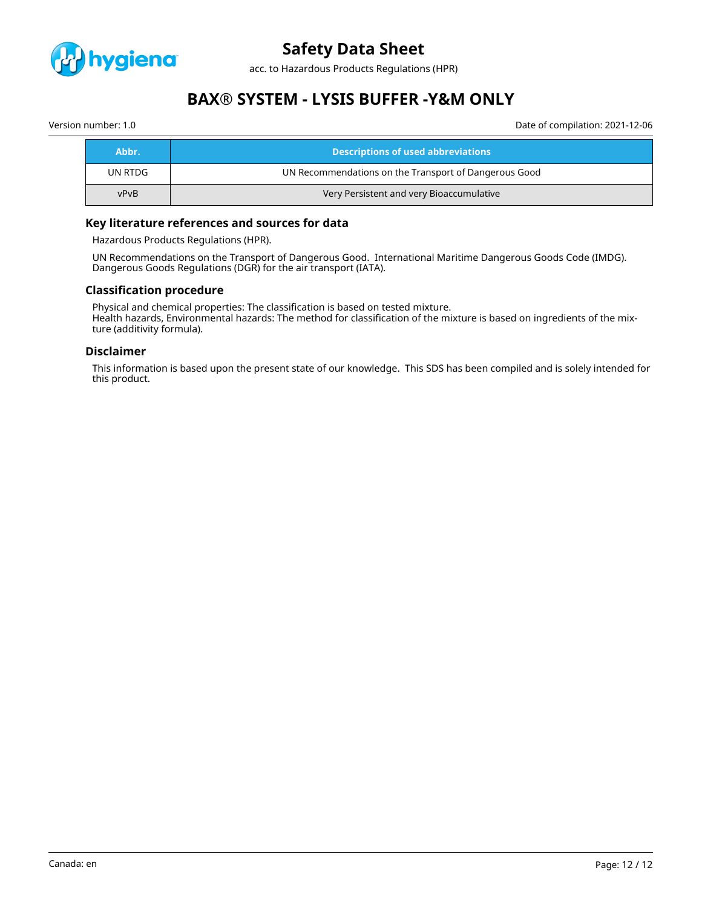| Abbr. | Descriptions of used abbreviations |
| --- | --- |
| UN RTDG | UN Recommendations on the Transport of Dangerous Good |
| vPvB | Very Persistent and very Bioaccumulative |

### Key literature references and sources for data

Hazardous Products Regulations (HPR).

UN Recommendations on the Transport of Dangerous Good. International Maritime Dangerous Goods Code (IMDG). Dangerous Goods Regulations (DGR) for the air transport (IATA).

### Classification procedure

Physical and chemical properties: The classification is based on tested mixture.
Health hazards, Environmental hazards: The method for classification of the mixture is based on ingredients of the mixture (additivity formula).

### Disclaimer

This information is based upon the present state of our knowledge. This SDS has been compiled and is solely intended for this product.